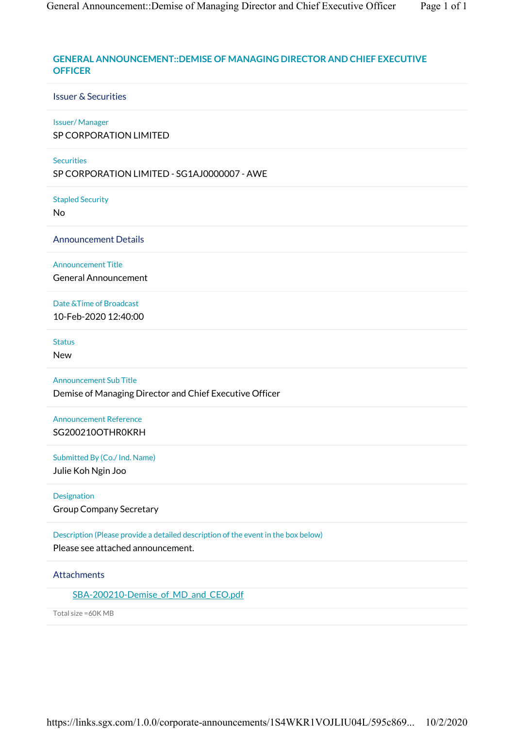# GENERAL ANNOUNCEMENT::DEMISE OF MANAGING DIRECTOR AND CHIEF EXECUTIVE OFFICER

## Issuer & Securities

**Issuer/ Manager**
SP CORPORATION LIMITED

**Securities**
SP CORPORATION LIMITED - SG1AJ0000007 - AWE

**Stapled Security**
No

## Announcement Details

**Announcement Title**
General Announcement

**Date &Time of Broadcast**
10-Feb-2020 12:40:00

**Status**
New

**Announcement Sub Title**
Demise of Managing Director and Chief Executive Officer

**Announcement Reference**
SG200210OTHR0KRH

**Submitted By (Co./ Ind. Name)**
Julie Koh Ngin Joo

**Designation**
Group Company Secretary

**Description (Please provide a detailed description of the event in the box below)**
Please see attached announcement.

## Attachments

SBA-200210-Demise_of_MD_and_CEO.pdf

Total size =60K MB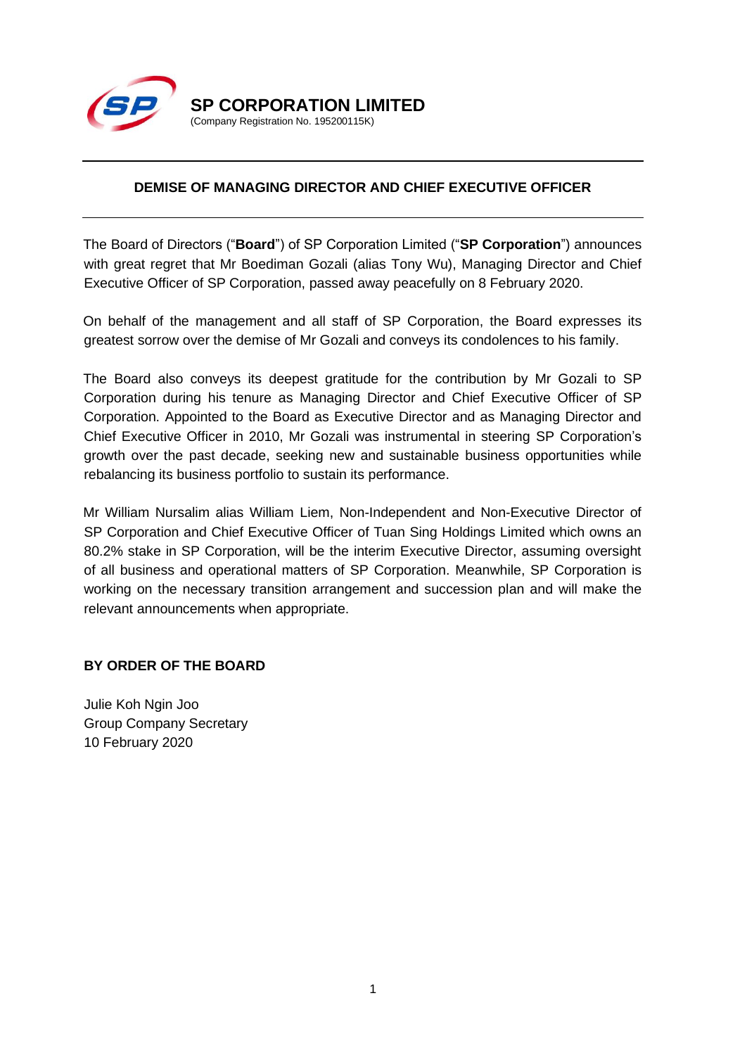**SP CORPORATION LIMITED**
(Company Registration No. 195200115K)

## DEMISE OF MANAGING DIRECTOR AND CHIEF EXECUTIVE OFFICER

The Board of Directors ("**Board**") of SP Corporation Limited ("**SP Corporation**") announces with great regret that Mr Boediman Gozali (alias Tony Wu), Managing Director and Chief Executive Officer of SP Corporation, passed away peacefully on 8 February 2020.

On behalf of the management and all staff of SP Corporation, the Board expresses its greatest sorrow over the demise of Mr Gozali and conveys its condolences to his family.

The Board also conveys its deepest gratitude for the contribution by Mr Gozali to SP Corporation during his tenure as Managing Director and Chief Executive Officer of SP Corporation. Appointed to the Board as Executive Director and as Managing Director and Chief Executive Officer in 2010, Mr Gozali was instrumental in steering SP Corporation's growth over the past decade, seeking new and sustainable business opportunities while rebalancing its business portfolio to sustain its performance.

Mr William Nursalim alias William Liem, Non-Independent and Non-Executive Director of SP Corporation and Chief Executive Officer of Tuan Sing Holdings Limited which owns an 80.2% stake in SP Corporation, will be the interim Executive Director, assuming oversight of all business and operational matters of SP Corporation. Meanwhile, SP Corporation is working on the necessary transition arrangement and succession plan and will make the relevant announcements when appropriate.

**BY ORDER OF THE BOARD**

Julie Koh Ngin Joo
Group Company Secretary
10 February 2020